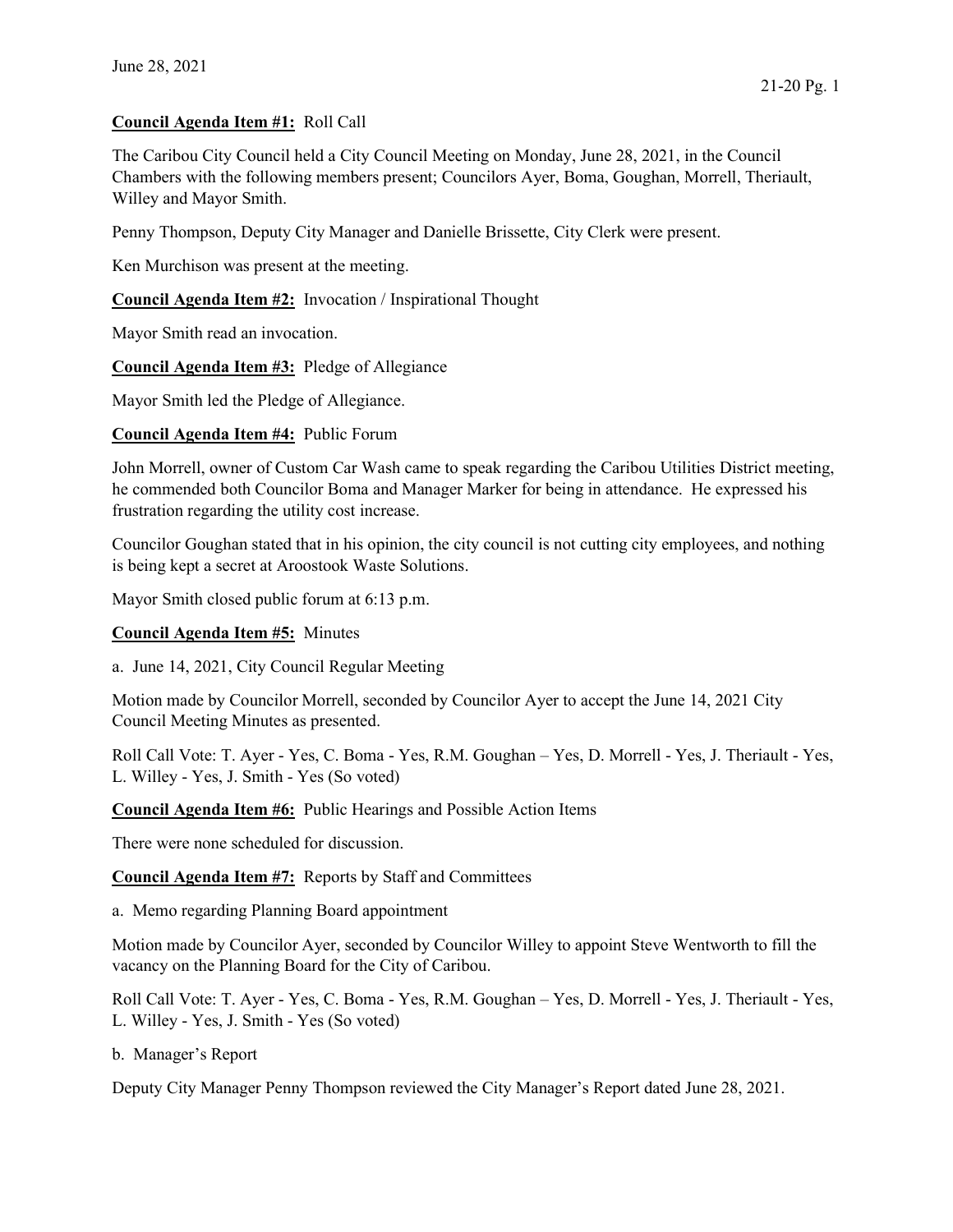June 28, 2021

**Council Agenda Item #1:** Roll Call

The Caribou City Council held a City Council Meeting on Monday, June 28, 2021, in the Council Chambers with the following members present; Councilors Ayer, Boma, Goughan, Morrell, Theriault, Willey and Mayor Smith.

Penny Thompson, Deputy City Manager and Danielle Brissette, City Clerk were present.

Ken Murchison was present at the meeting.

**Council Agenda Item #2:** Invocation / Inspirational Thought

Mayor Smith read an invocation.

**Council Agenda Item #3:** Pledge of Allegiance

Mayor Smith led the Pledge of Allegiance.

**Council Agenda Item #4:** Public Forum

John Morrell, owner of Custom Car Wash came to speak regarding the Caribou Utilities District meeting, he commended both Councilor Boma and Manager Marker for being in attendance. He expressed his frustration regarding the utility cost increase.

Councilor Goughan stated that in his opinion, the city council is not cutting city employees, and nothing is being kept a secret at Aroostook Waste Solutions.

Mayor Smith closed public forum at 6:13 p.m.

**Council Agenda Item #5:** Minutes

a. June 14, 2021, City Council Regular Meeting

Motion made by Councilor Morrell, seconded by Councilor Ayer to accept the June 14, 2021 City Council Meeting Minutes as presented.

Roll Call Vote: T. Ayer - Yes, C. Boma - Yes, R.M. Goughan – Yes, D. Morrell - Yes, J. Theriault - Yes, L. Willey - Yes, J. Smith - Yes (So voted)

**Council Agenda Item #6:** Public Hearings and Possible Action Items

There were none scheduled for discussion.

**Council Agenda Item #7:** Reports by Staff and Committees

a. Memo regarding Planning Board appointment

Motion made by Councilor Ayer, seconded by Councilor Willey to appoint Steve Wentworth to fill the vacancy on the Planning Board for the City of Caribou.

Roll Call Vote: T. Ayer - Yes, C. Boma - Yes, R.M. Goughan – Yes, D. Morrell - Yes, J. Theriault - Yes, L. Willey - Yes, J. Smith - Yes (So voted)

b. Manager's Report

Deputy City Manager Penny Thompson reviewed the City Manager's Report dated June 28, 2021.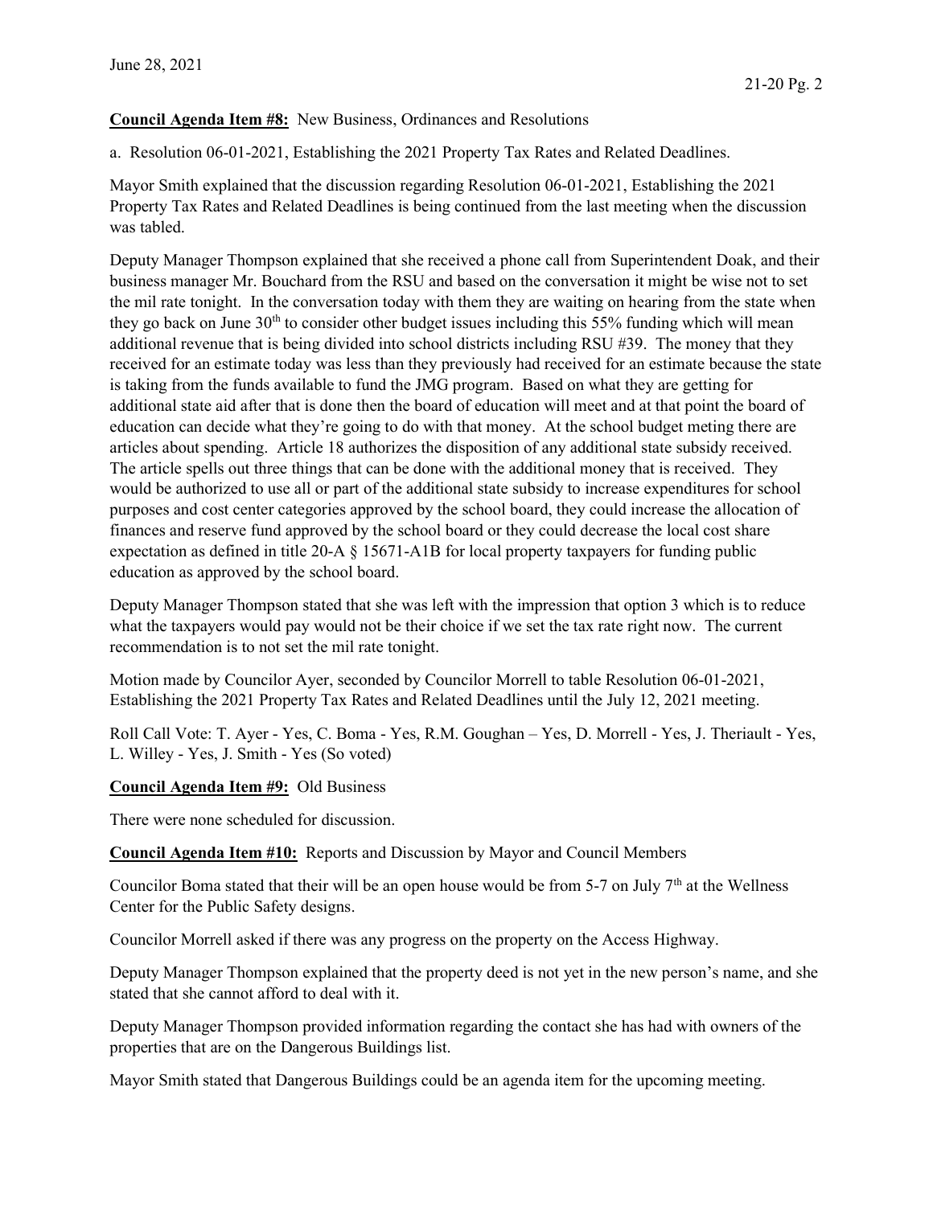**Council Agenda Item #8:** New Business, Ordinances and Resolutions

a. Resolution 06-01-2021, Establishing the 2021 Property Tax Rates and Related Deadlines.

Mayor Smith explained that the discussion regarding Resolution 06-01-2021, Establishing the 2021 Property Tax Rates and Related Deadlines is being continued from the last meeting when the discussion was tabled.

Deputy Manager Thompson explained that she received a phone call from Superintendent Doak, and their business manager Mr. Bouchard from the RSU and based on the conversation it might be wise not to set the mil rate tonight. In the conversation today with them they are waiting on hearing from the state when they go back on June 30th to consider other budget issues including this 55% funding which will mean additional revenue that is being divided into school districts including RSU #39. The money that they received for an estimate today was less than they previously had received for an estimate because the state is taking from the funds available to fund the JMG program. Based on what they are getting for additional state aid after that is done then the board of education will meet and at that point the board of education can decide what they're going to do with that money. At the school budget meting there are articles about spending. Article 18 authorizes the disposition of any additional state subsidy received. The article spells out three things that can be done with the additional money that is received. They would be authorized to use all or part of the additional state subsidy to increase expenditures for school purposes and cost center categories approved by the school board, they could increase the allocation of finances and reserve fund approved by the school board or they could decrease the local cost share expectation as defined in title 20-A § 15671-A1B for local property taxpayers for funding public education as approved by the school board.

Deputy Manager Thompson stated that she was left with the impression that option 3 which is to reduce what the taxpayers would pay would not be their choice if we set the tax rate right now. The current recommendation is to not set the mil rate tonight.

Motion made by Councilor Ayer, seconded by Councilor Morrell to table Resolution 06-01-2021, Establishing the 2021 Property Tax Rates and Related Deadlines until the July 12, 2021 meeting.

Roll Call Vote: T. Ayer - Yes, C. Boma - Yes, R.M. Goughan – Yes, D. Morrell - Yes, J. Theriault - Yes, L. Willey - Yes, J. Smith - Yes (So voted)

**Council Agenda Item #9:** Old Business

There were none scheduled for discussion.

**Council Agenda Item #10:** Reports and Discussion by Mayor and Council Members

Councilor Boma stated that their will be an open house would be from 5-7 on July 7th at the Wellness Center for the Public Safety designs.

Councilor Morrell asked if there was any progress on the property on the Access Highway.

Deputy Manager Thompson explained that the property deed is not yet in the new person's name, and she stated that she cannot afford to deal with it.

Deputy Manager Thompson provided information regarding the contact she has had with owners of the properties that are on the Dangerous Buildings list.

Mayor Smith stated that Dangerous Buildings could be an agenda item for the upcoming meeting.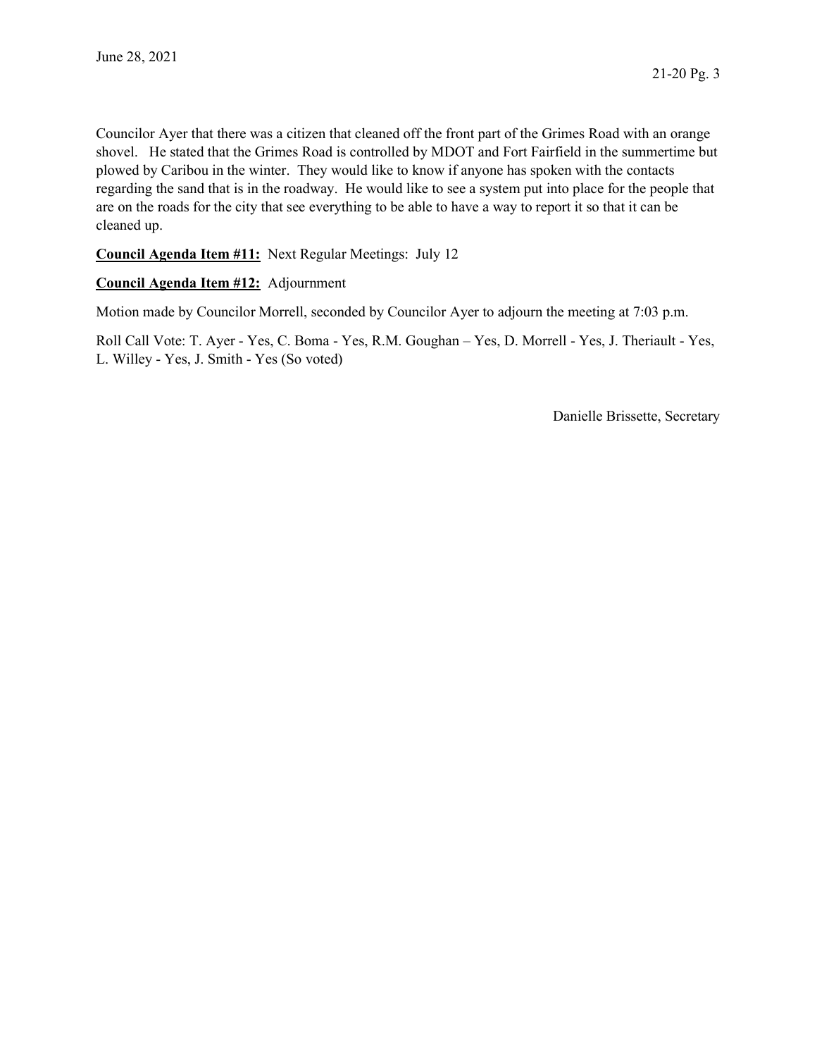Councilor Ayer that there was a citizen that cleaned off the front part of the Grimes Road with an orange shovel. He stated that the Grimes Road is controlled by MDOT and Fort Fairfield in the summertime but plowed by Caribou in the winter. They would like to know if anyone has spoken with the contacts regarding the sand that is in the roadway. He would like to see a system put into place for the people that are on the roads for the city that see everything to be able to have a way to report it so that it can be cleaned up.

**Council Agenda Item #11:** Next Regular Meetings: July 12

**Council Agenda Item #12:** Adjournment

Motion made by Councilor Morrell, seconded by Councilor Ayer to adjourn the meeting at 7:03 p.m.

Roll Call Vote: T. Ayer - Yes, C. Boma - Yes, R.M. Goughan – Yes, D. Morrell - Yes, J. Theriault - Yes, L. Willey - Yes, J. Smith - Yes (So voted)

Danielle Brissette, Secretary